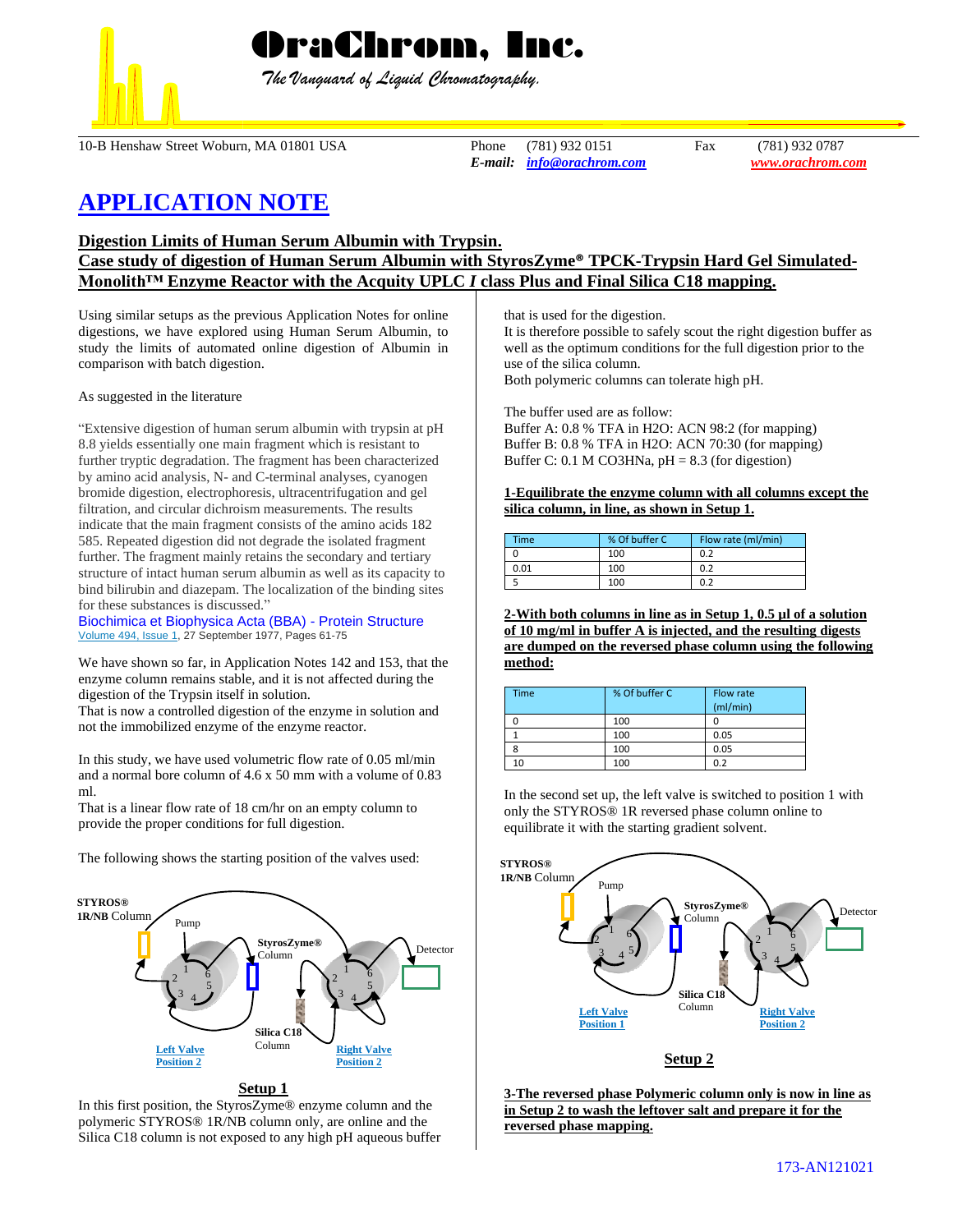# OraChrom, Inc.

*The Vanguard of Liquid Chromatography.*

10-B Henshaw Street Woburn, MA 01801 USA | Phone (781) 932 0151 | Fax (781) 932 0787
*E-mail:* info@orachrom.com | www.orachrom.com

# APPLICATION NOTE

## Digestion Limits of Human Serum Albumin with Trypsin.

## Case study of digestion of Human Serum Albumin with StyrosZyme® TPCK-Trypsin Hard Gel Simulated-Monolith™ Enzyme Reactor with the Acquity UPLC *I* class Plus and Final Silica C18 mapping.

Using similar setups as the previous Application Notes for online digestions, we have explored using Human Serum Albumin, to study the limits of automated online digestion of Albumin in comparison with batch digestion.

As suggested in the literature

"Extensive digestion of human serum albumin with trypsin at pH 8.8 yields essentially one main fragment which is resistant to further tryptic degradation. The fragment has been characterized by amino acid analysis, N- and C-terminal analyses, cyanogen bromide digestion, electrophoresis, ultracentrifugation and gel filtration, and circular dichroism measurements. The results indicate that the main fragment consists of the amino acids 182 585. Repeated digestion did not degrade the isolated fragment further. The fragment mainly retains the secondary and tertiary structure of intact human serum albumin as well as its capacity to bind bilirubin and diazepam. The localization of the binding sites for these substances is discussed."
Biochimica et Biophysica Acta (BBA) - Protein Structure
Volume 494, Issue 1, 27 September 1977, Pages 61-75

We have shown so far, in Application Notes 142 and 153, that the enzyme column remains stable, and it is not affected during the digestion of the Trypsin itself in solution.
That is now a controlled digestion of the enzyme in solution and not the immobilized enzyme of the enzyme reactor.

In this study, we have used volumetric flow rate of 0.05 ml/min and a normal bore column of 4.6 x 50 mm with a volume of 0.83 ml.
That is a linear flow rate of 18 cm/hr on an empty column to provide the proper conditions for full digestion.

The following shows the starting position of the valves used:

STYROS® 1R/NB Column — Pump — StyrosZyme® Column — Detector — Silica C18 Column — Left Valve Position 2 — Right Valve Position 2

**Setup 1**

In this first position, the StyrosZyme® enzyme column and the polymeric STYROS® 1R/NB column only, are online and the Silica C18 column is not exposed to any high pH aqueous buffer that is used for the digestion.
It is therefore possible to safely scout the right digestion buffer as well as the optimum conditions for the full digestion prior to the use of the silica column.
Both polymeric columns can tolerate high pH.

The buffer used are as follow:
Buffer A: 0.8 % TFA in H2O: ACN 98:2 (for mapping)
Buffer B: 0.8 % TFA in H2O: ACN 70:30 (for mapping)
Buffer C: 0.1 M CO3HNa, pH = 8.3 (for digestion)

**1-Equilibrate the enzyme column with all columns except the silica column, in line, as shown in Setup 1.**

| Time | % Of buffer C | Flow rate (ml/min) |
|---|---|---|
| 0 | 100 | 0.2 |
| 0.01 | 100 | 0.2 |
| 5 | 100 | 0.2 |

**2-With both columns in line as in Setup 1, 0.5 µl of a solution of 10 mg/ml in buffer A is injected, and the resulting digests are dumped on the reversed phase column using the following method:**

| Time | % Of buffer C | Flow rate (ml/min) |
|---|---|---|
| 0 | 100 | 0 |
| 1 | 100 | 0.05 |
| 8 | 100 | 0.05 |
| 10 | 100 | 0.2 |

In the second set up, the left valve is switched to position 1 with only the STYROS® 1R reversed phase column online to equilibrate it with the starting gradient solvent.

STYROS® 1R/NB Column — Pump — StyrosZyme® Column — Detector — Silica C18 Column — Left Valve Position 1 — Right Valve Position 2

**Setup 2**

**3-The reversed phase Polymeric column only is now in line as in Setup 2 to wash the leftover salt and prepare it for the reversed phase mapping.**

173-AN121021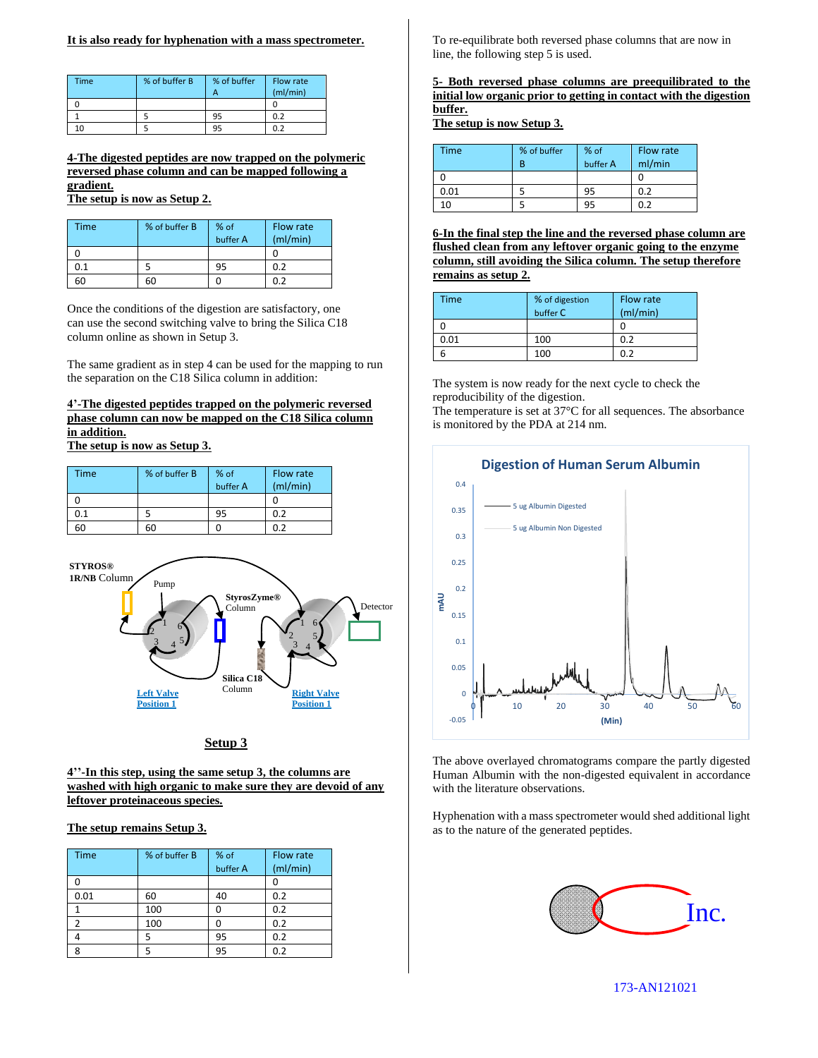**It is also ready for hyphenation with a mass spectrometer.**

| Time | % of buffer B | % of buffer A | Flow rate (ml/min) |
|---|---|---|---|
| 0 | | | 0 |
| 1 | 5 | 95 | 0.2 |
| 10 | 5 | 95 | 0.2 |

**4-The digested peptides are now trapped on the polymeric reversed phase column and can be mapped following a gradient.**
**The setup is now as Setup 2.**

| Time | % of buffer B | % of buffer A | Flow rate (ml/min) |
|---|---|---|---|
| 0 | | | 0 |
| 0.1 | 5 | 95 | 0.2 |
| 60 | 60 | 0 | 0.2 |

Once the conditions of the digestion are satisfactory, one can use the second switching valve to bring the Silica C18 column online as shown in Setup 3.

The same gradient as in step 4 can be used for the mapping to run the separation on the C18 Silica column in addition:

**4'-The digested peptides trapped on the polymeric reversed phase column can now be mapped on the C18 Silica column in addition.**
**The setup is now as Setup 3.**

| Time | % of buffer B | % of buffer A | Flow rate (ml/min) |
|---|---|---|---|
| 0 | | | 0 |
| 0.1 | 5 | 95 | 0.2 |
| 60 | 60 | 0 | 0.2 |

STYROS® 1R/NB Column
Pump
StyrosZyme® Column
Detector
Silica C18 Column
Left Valve Position 1
Right Valve Position 1

**Setup 3**

**4''-In this step, using the same setup 3, the columns are washed with high organic to make sure they are devoid of any leftover proteinaceous species.**

**The setup remains Setup 3.**

| Time | % of buffer B | % of buffer A | Flow rate (ml/min) |
|---|---|---|---|
| 0 | | | 0 |
| 0.01 | 60 | 40 | 0.2 |
| 1 | 100 | 0 | 0.2 |
| 2 | 100 | 0 | 0.2 |
| 4 | 5 | 95 | 0.2 |
| 8 | 5 | 95 | 0.2 |

To re-equilibrate both reversed phase columns that are now in line, the following step 5 is used.

**5- Both reversed phase columns are preequilibrated to the initial low organic prior to getting in contact with the digestion buffer.**
**The setup is now Setup 3.**

| Time | % of buffer B | % of buffer A | Flow rate ml/min |
|---|---|---|---|
| 0 | | | 0 |
| 0.01 | 5 | 95 | 0.2 |
| 10 | 5 | 95 | 0.2 |

**6-In the final step the line and the reversed phase column are flushed clean from any leftover organic going to the enzyme column, still avoiding the Silica column. The setup therefore remains as setup 2.**

| Time | % of digestion buffer C | Flow rate (ml/min) |
|---|---|---|
| 0 | | 0 |
| 0.01 | 100 | 0.2 |
| 6 | 100 | 0.2 |

The system is now ready for the next cycle to check the reproducibility of the digestion.
The temperature is set at 37°C for all sequences. The absorbance is monitored by the PDA at 214 nm.

Digestion of Human Serum Albumin
5 ug Albumin Digested
5 ug Albumin Non Digested
mAU
0.4
0.35
0.3
0.25
0.2
0.15
0.1
0.05
0
-0.05
0 10 20 30 40 50 60
(Min)

The above overlayed chromatograms compare the partly digested Human Albumin with the non-digested equivalent in accordance with the literature observations.

Hyphenation with a mass spectrometer would shed additional light as to the nature of the generated peptides.

Inc.

173-AN121021